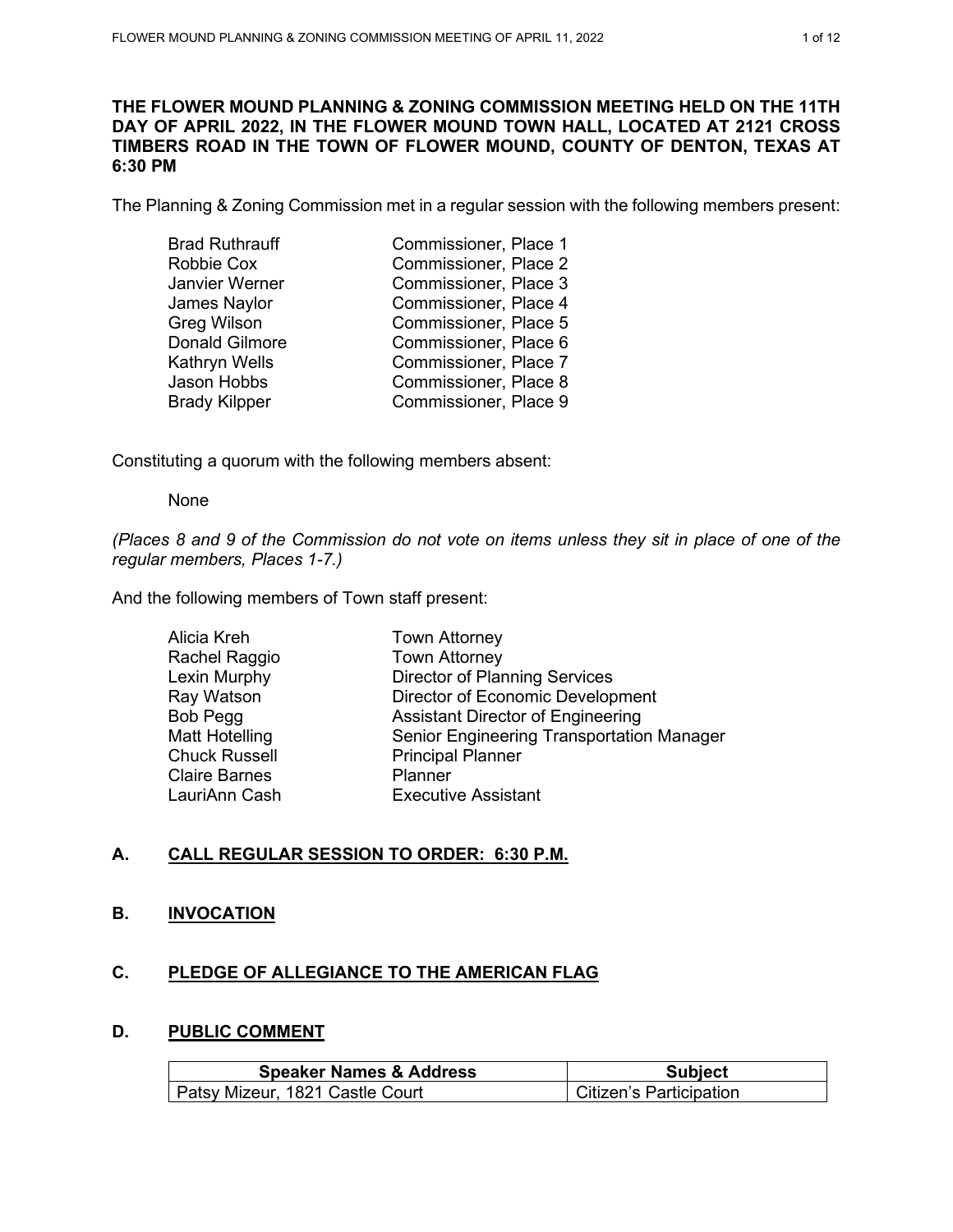**THE FLOWER MOUND PLANNING & ZONING COMMISSION MEETING HELD ON THE 11TH DAY OF APRIL 2022, IN THE FLOWER MOUND TOWN HALL, LOCATED AT 2121 CROSS TIMBERS ROAD IN THE TOWN OF FLOWER MOUND, COUNTY OF DENTON, TEXAS AT 6:30 PM**

The Planning & Zoning Commission met in a regular session with the following members present:

| | |
|---|---|
| Brad Ruthrauff | Commissioner, Place 1 |
| Robbie Cox | Commissioner, Place 2 |
| Janvier Werner | Commissioner, Place 3 |
| James Naylor | Commissioner, Place 4 |
| Greg Wilson | Commissioner, Place 5 |
| Donald Gilmore | Commissioner, Place 6 |
| Kathryn Wells | Commissioner, Place 7 |
| Jason Hobbs | Commissioner, Place 8 |
| Brady Kilpper | Commissioner, Place 9 |

Constituting a quorum with the following members absent:

None

*(Places 8 and 9 of the Commission do not vote on items unless they sit in place of one of the regular members, Places 1-7.)*

And the following members of Town staff present:

| | |
|---|---|
| Alicia Kreh | Town Attorney |
| Rachel Raggio | Town Attorney |
| Lexin Murphy | Director of Planning Services |
| Ray Watson | Director of Economic Development |
| Bob Pegg | Assistant Director of Engineering |
| Matt Hotelling | Senior Engineering Transportation Manager |
| Chuck Russell | Principal Planner |
| Claire Barnes | Planner |
| LauriAnn Cash | Executive Assistant |

## A. CALL REGULAR SESSION TO ORDER: 6:30 P.M.

## B. INVOCATION

## C. PLEDGE OF ALLEGIANCE TO THE AMERICAN FLAG

## D. PUBLIC COMMENT

| Speaker Names & Address | Subject |
|---|---|
| Patsy Mizeur, 1821 Castle Court | Citizen's Participation |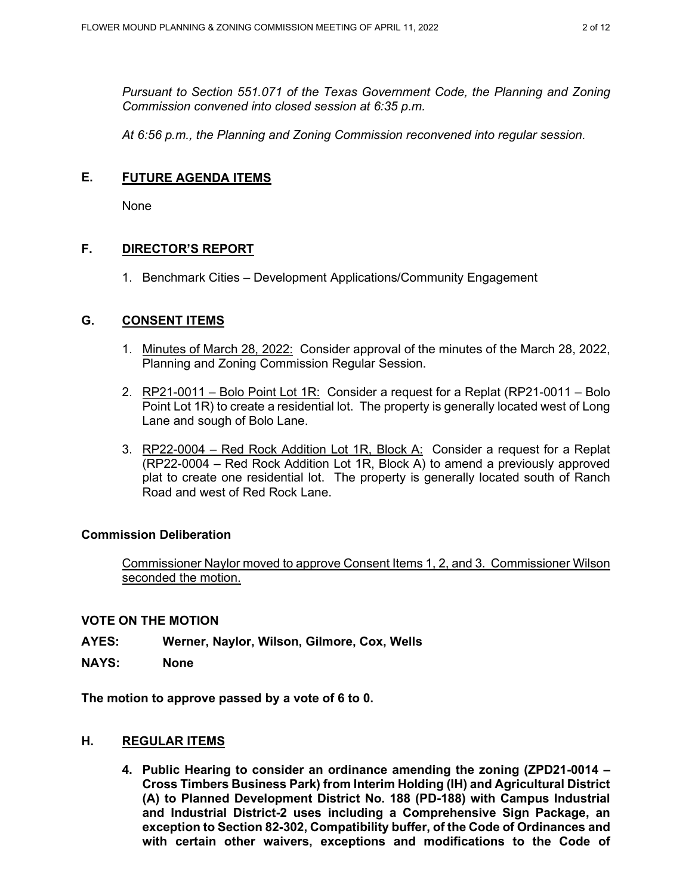*Pursuant to Section 551.071 of the Texas Government Code, the Planning and Zoning Commission convened into closed session at 6:35 p.m.*

*At 6:56 p.m., the Planning and Zoning Commission reconvened into regular session.*

## E. FUTURE AGENDA ITEMS

None

## F. DIRECTOR'S REPORT

1. Benchmark Cities – Development Applications/Community Engagement

## G. CONSENT ITEMS

1. Minutes of March 28, 2022: Consider approval of the minutes of the March 28, 2022, Planning and Zoning Commission Regular Session.
2. RP21-0011 – Bolo Point Lot 1R: Consider a request for a Replat (RP21-0011 – Bolo Point Lot 1R) to create a residential lot. The property is generally located west of Long Lane and sough of Bolo Lane.
3. RP22-0004 – Red Rock Addition Lot 1R, Block A: Consider a request for a Replat (RP22-0004 – Red Rock Addition Lot 1R, Block A) to amend a previously approved plat to create one residential lot. The property is generally located south of Ranch Road and west of Red Rock Lane.

**Commission Deliberation**

Commissioner Naylor moved to approve Consent Items 1, 2, and 3. Commissioner Wilson seconded the motion.

**VOTE ON THE MOTION**

**AYES: Werner, Naylor, Wilson, Gilmore, Cox, Wells**

**NAYS: None**

**The motion to approve passed by a vote of 6 to 0.**

## H. REGULAR ITEMS

4. **Public Hearing to consider an ordinance amending the zoning (ZPD21-0014 – Cross Timbers Business Park) from Interim Holding (IH) and Agricultural District (A) to Planned Development District No. 188 (PD-188) with Campus Industrial and Industrial District-2 uses including a Comprehensive Sign Package, an exception to Section 82-302, Compatibility buffer, of the Code of Ordinances and with certain other waivers, exceptions and modifications to the Code of**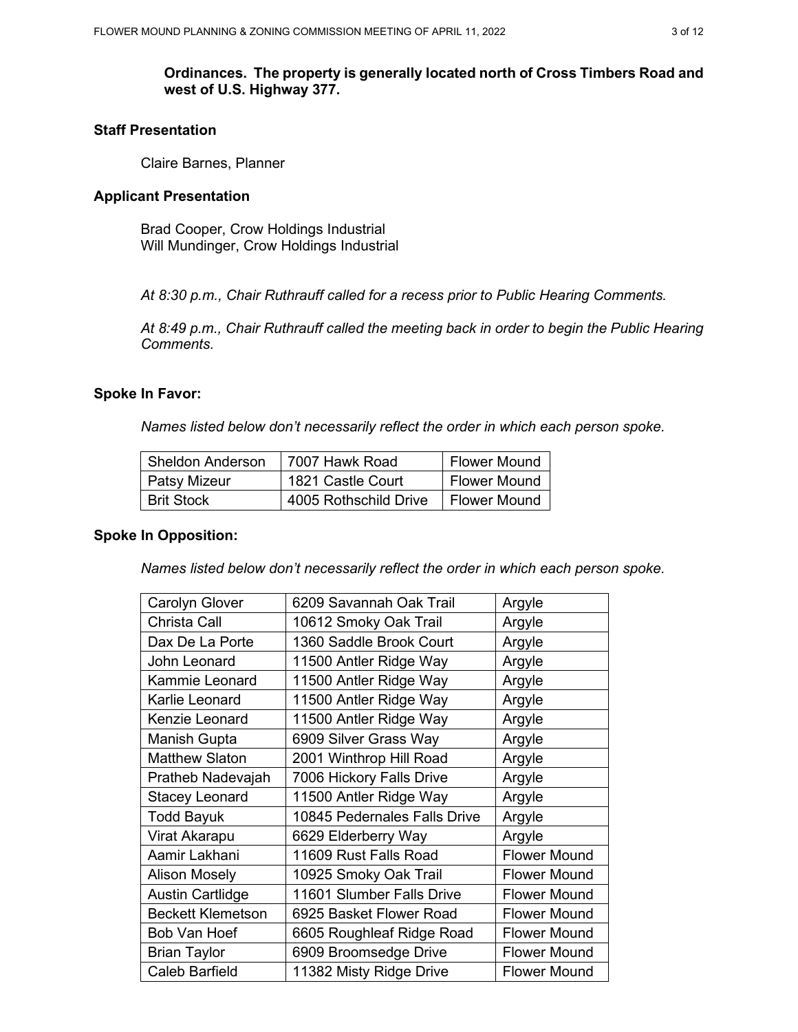**Ordinances. The property is generally located north of Cross Timbers Road and west of U.S. Highway 377.**

**Staff Presentation**

Claire Barnes, Planner

**Applicant Presentation**

Brad Cooper, Crow Holdings Industrial
Will Mundinger, Crow Holdings Industrial

*At 8:30 p.m., Chair Ruthrauff called for a recess prior to Public Hearing Comments.*

*At 8:49 p.m., Chair Ruthrauff called the meeting back in order to begin the Public Hearing Comments.*

**Spoke In Favor:**

*Names listed below don't necessarily reflect the order in which each person spoke.*

| | | |
|---|---|---|
| Sheldon Anderson | 7007 Hawk Road | Flower Mound |
| Patsy Mizeur | 1821 Castle Court | Flower Mound |
| Brit Stock | 4005 Rothschild Drive | Flower Mound |

**Spoke In Opposition:**

*Names listed below don't necessarily reflect the order in which each person spoke.*

| | | |
|---|---|---|
| Carolyn Glover | 6209 Savannah Oak Trail | Argyle |
| Christa Call | 10612 Smoky Oak Trail | Argyle |
| Dax De La Porte | 1360 Saddle Brook Court | Argyle |
| John Leonard | 11500 Antler Ridge Way | Argyle |
| Kammie Leonard | 11500 Antler Ridge Way | Argyle |
| Karlie Leonard | 11500 Antler Ridge Way | Argyle |
| Kenzie Leonard | 11500 Antler Ridge Way | Argyle |
| Manish Gupta | 6909 Silver Grass Way | Argyle |
| Matthew Slaton | 2001 Winthrop Hill Road | Argyle |
| Pratheb Nadevajah | 7006 Hickory Falls Drive | Argyle |
| Stacey Leonard | 11500 Antler Ridge Way | Argyle |
| Todd Bayuk | 10845 Pedernales Falls Drive | Argyle |
| Virat Akarapu | 6629 Elderberry Way | Argyle |
| Aamir Lakhani | 11609 Rust Falls Road | Flower Mound |
| Alison Mosely | 10925 Smoky Oak Trail | Flower Mound |
| Austin Cartlidge | 11601 Slumber Falls Drive | Flower Mound |
| Beckett Klemetson | 6925 Basket Flower Road | Flower Mound |
| Bob Van Hoef | 6605 Roughleaf Ridge Road | Flower Mound |
| Brian Taylor | 6909 Broomsedge Drive | Flower Mound |
| Caleb Barfield | 11382 Misty Ridge Drive | Flower Mound |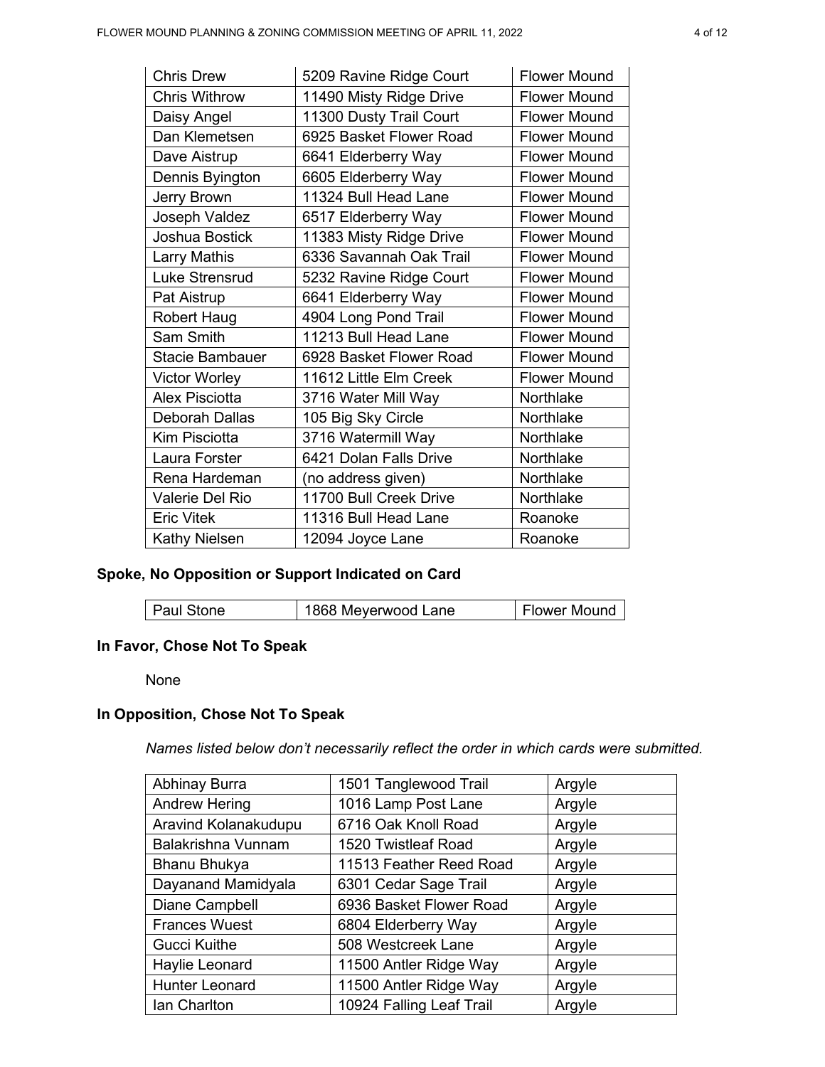| | | |
|---|---|---|
| Chris Drew | 5209 Ravine Ridge Court | Flower Mound |
| Chris Withrow | 11490 Misty Ridge Drive | Flower Mound |
| Daisy Angel | 11300 Dusty Trail Court | Flower Mound |
| Dan Klemetsen | 6925 Basket Flower Road | Flower Mound |
| Dave Aistrup | 6641 Elderberry Way | Flower Mound |
| Dennis Byington | 6605 Elderberry Way | Flower Mound |
| Jerry Brown | 11324 Bull Head Lane | Flower Mound |
| Joseph Valdez | 6517 Elderberry Way | Flower Mound |
| Joshua Bostick | 11383 Misty Ridge Drive | Flower Mound |
| Larry Mathis | 6336 Savannah Oak Trail | Flower Mound |
| Luke Strensrud | 5232 Ravine Ridge Court | Flower Mound |
| Pat Aistrup | 6641 Elderberry Way | Flower Mound |
| Robert Haug | 4904 Long Pond Trail | Flower Mound |
| Sam Smith | 11213 Bull Head Lane | Flower Mound |
| Stacie Bambauer | 6928 Basket Flower Road | Flower Mound |
| Victor Worley | 11612 Little Elm Creek | Flower Mound |
| Alex Pisciotta | 3716 Water Mill Way | Northlake |
| Deborah Dallas | 105 Big Sky Circle | Northlake |
| Kim Pisciotta | 3716 Watermill Way | Northlake |
| Laura Forster | 6421 Dolan Falls Drive | Northlake |
| Rena Hardeman | (no address given) | Northlake |
| Valerie Del Rio | 11700 Bull Creek Drive | Northlake |
| Eric Vitek | 11316 Bull Head Lane | Roanoke |
| Kathy Nielsen | 12094 Joyce Lane | Roanoke |

**Spoke, No Opposition or Support Indicated on Card**

| | | |
|---|---|---|
| Paul Stone | 1868 Meyerwood Lane | Flower Mound |

**In Favor, Chose Not To Speak**

None

**In Opposition, Chose Not To Speak**

*Names listed below don't necessarily reflect the order in which cards were submitted.*

| | | |
|---|---|---|
| Abhinay Burra | 1501 Tanglewood Trail | Argyle |
| Andrew Hering | 1016 Lamp Post Lane | Argyle |
| Aravind Kolanakudupu | 6716 Oak Knoll Road | Argyle |
| Balakrishna Vunnam | 1520 Twistleaf Road | Argyle |
| Bhanu Bhukya | 11513 Feather Reed Road | Argyle |
| Dayanand Mamidyala | 6301 Cedar Sage Trail | Argyle |
| Diane Campbell | 6936 Basket Flower Road | Argyle |
| Frances Wuest | 6804 Elderberry Way | Argyle |
| Gucci Kuithe | 508 Westcreek Lane | Argyle |
| Haylie Leonard | 11500 Antler Ridge Way | Argyle |
| Hunter Leonard | 11500 Antler Ridge Way | Argyle |
| Ian Charlton | 10924 Falling Leaf Trail | Argyle |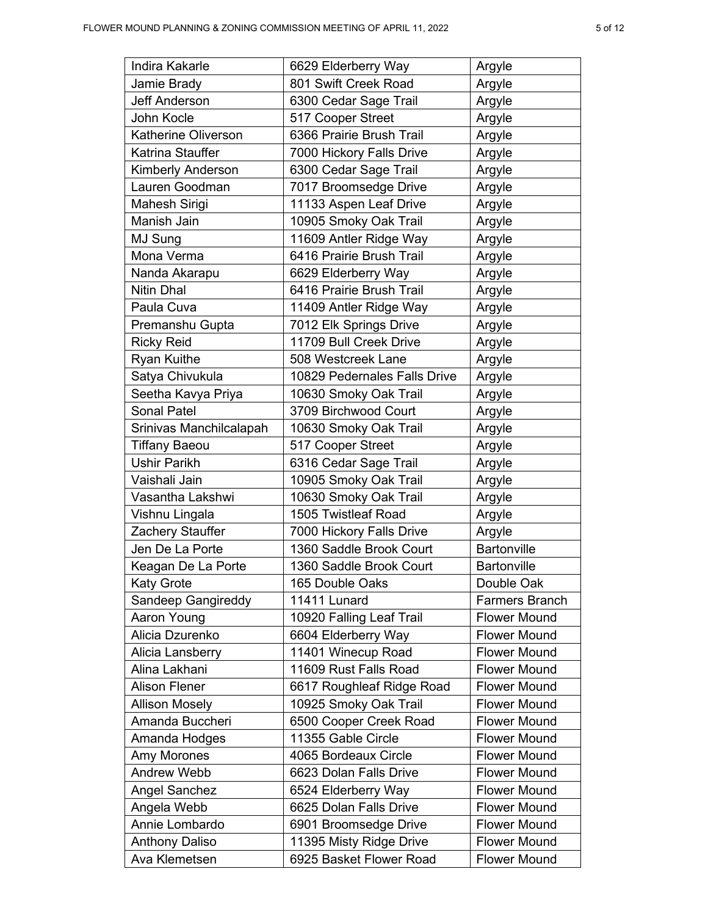| | | |
|---|---|---|
| Indira Kakarle | 6629 Elderberry Way | Argyle |
| Jamie Brady | 801 Swift Creek Road | Argyle |
| Jeff Anderson | 6300 Cedar Sage Trail | Argyle |
| John Kocle | 517 Cooper Street | Argyle |
| Katherine Oliverson | 6366 Prairie Brush Trail | Argyle |
| Katrina Stauffer | 7000 Hickory Falls Drive | Argyle |
| Kimberly Anderson | 6300 Cedar Sage Trail | Argyle |
| Lauren Goodman | 7017 Broomsedge Drive | Argyle |
| Mahesh Sirigi | 11133 Aspen Leaf Drive | Argyle |
| Manish Jain | 10905 Smoky Oak Trail | Argyle |
| MJ Sung | 11609 Antler Ridge Way | Argyle |
| Mona Verma | 6416 Prairie Brush Trail | Argyle |
| Nanda Akarapu | 6629 Elderberry Way | Argyle |
| Nitin Dhal | 6416 Prairie Brush Trail | Argyle |
| Paula Cuva | 11409 Antler Ridge Way | Argyle |
| Premanshu Gupta | 7012 Elk Springs Drive | Argyle |
| Ricky Reid | 11709 Bull Creek Drive | Argyle |
| Ryan Kuithe | 508 Westcreek Lane | Argyle |
| Satya Chivukula | 10829 Pedernales Falls Drive | Argyle |
| Seetha Kavya Priya | 10630 Smoky Oak Trail | Argyle |
| Sonal Patel | 3709 Birchwood Court | Argyle |
| Srinivas Manchilcalapah | 10630 Smoky Oak Trail | Argyle |
| Tiffany Baeou | 517 Cooper Street | Argyle |
| Ushir Parikh | 6316 Cedar Sage Trail | Argyle |
| Vaishali Jain | 10905 Smoky Oak Trail | Argyle |
| Vasantha Lakshwi | 10630 Smoky Oak Trail | Argyle |
| Vishnu Lingala | 1505 Twistleaf Road | Argyle |
| Zachery Stauffer | 7000 Hickory Falls Drive | Argyle |
| Jen De La Porte | 1360 Saddle Brook Court | Bartonville |
| Keagan De La Porte | 1360 Saddle Brook Court | Bartonville |
| Katy Grote | 165 Double Oaks | Double Oak |
| Sandeep Gangireddy | 11411 Lunard | Farmers Branch |
| Aaron Young | 10920 Falling Leaf Trail | Flower Mound |
| Alicia Dzurenko | 6604 Elderberry Way | Flower Mound |
| Alicia Lansberry | 11401 Winecup Road | Flower Mound |
| Alina Lakhani | 11609 Rust Falls Road | Flower Mound |
| Alison Flener | 6617 Roughleaf Ridge Road | Flower Mound |
| Allison Mosely | 10925 Smoky Oak Trail | Flower Mound |
| Amanda Buccheri | 6500 Cooper Creek Road | Flower Mound |
| Amanda Hodges | 11355 Gable Circle | Flower Mound |
| Amy Morones | 4065 Bordeaux Circle | Flower Mound |
| Andrew Webb | 6623 Dolan Falls Drive | Flower Mound |
| Angel Sanchez | 6524 Elderberry Way | Flower Mound |
| Angela Webb | 6625 Dolan Falls Drive | Flower Mound |
| Annie Lombardo | 6901 Broomsedge Drive | Flower Mound |
| Anthony Daliso | 11395 Misty Ridge Drive | Flower Mound |
| Ava Klemetsen | 6925 Basket Flower Road | Flower Mound |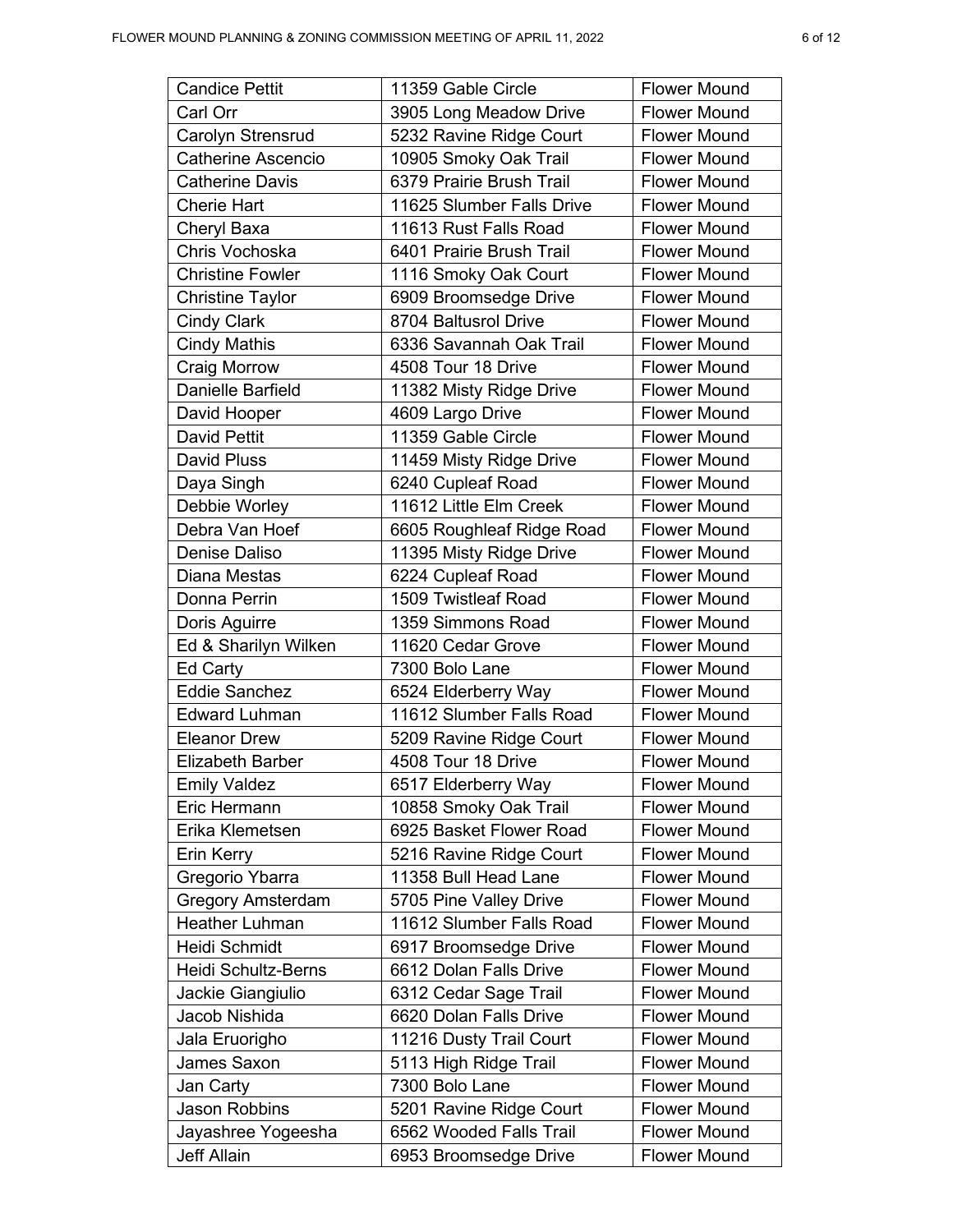| Candice Pettit | 11359 Gable Circle | Flower Mound |
|---|---|---|
| Carl Orr | 3905 Long Meadow Drive | Flower Mound |
| Carolyn Strensrud | 5232 Ravine Ridge Court | Flower Mound |
| Catherine Ascencio | 10905 Smoky Oak Trail | Flower Mound |
| Catherine Davis | 6379 Prairie Brush Trail | Flower Mound |
| Cherie Hart | 11625 Slumber Falls Drive | Flower Mound |
| Cheryl Baxa | 11613 Rust Falls Road | Flower Mound |
| Chris Vochoska | 6401 Prairie Brush Trail | Flower Mound |
| Christine Fowler | 1116 Smoky Oak Court | Flower Mound |
| Christine Taylor | 6909 Broomsedge Drive | Flower Mound |
| Cindy Clark | 8704 Baltusrol Drive | Flower Mound |
| Cindy Mathis | 6336 Savannah Oak Trail | Flower Mound |
| Craig Morrow | 4508 Tour 18 Drive | Flower Mound |
| Danielle Barfield | 11382 Misty Ridge Drive | Flower Mound |
| David Hooper | 4609 Largo Drive | Flower Mound |
| David Pettit | 11359 Gable Circle | Flower Mound |
| David Pluss | 11459 Misty Ridge Drive | Flower Mound |
| Daya Singh | 6240 Cupleaf Road | Flower Mound |
| Debbie Worley | 11612 Little Elm Creek | Flower Mound |
| Debra Van Hoef | 6605 Roughleaf Ridge Road | Flower Mound |
| Denise Daliso | 11395 Misty Ridge Drive | Flower Mound |
| Diana Mestas | 6224 Cupleaf Road | Flower Mound |
| Donna Perrin | 1509 Twistleaf Road | Flower Mound |
| Doris Aguirre | 1359 Simmons Road | Flower Mound |
| Ed & Sharilyn Wilken | 11620 Cedar Grove | Flower Mound |
| Ed Carty | 7300 Bolo Lane | Flower Mound |
| Eddie Sanchez | 6524 Elderberry Way | Flower Mound |
| Edward Luhman | 11612 Slumber Falls Road | Flower Mound |
| Eleanor Drew | 5209 Ravine Ridge Court | Flower Mound |
| Elizabeth Barber | 4508 Tour 18 Drive | Flower Mound |
| Emily Valdez | 6517 Elderberry Way | Flower Mound |
| Eric Hermann | 10858 Smoky Oak Trail | Flower Mound |
| Erika Klemetsen | 6925 Basket Flower Road | Flower Mound |
| Erin Kerry | 5216 Ravine Ridge Court | Flower Mound |
| Gregorio Ybarra | 11358 Bull Head Lane | Flower Mound |
| Gregory Amsterdam | 5705 Pine Valley Drive | Flower Mound |
| Heather Luhman | 11612 Slumber Falls Road | Flower Mound |
| Heidi Schmidt | 6917 Broomsedge Drive | Flower Mound |
| Heidi Schultz-Berns | 6612 Dolan Falls Drive | Flower Mound |
| Jackie Giangiulio | 6312 Cedar Sage Trail | Flower Mound |
| Jacob Nishida | 6620 Dolan Falls Drive | Flower Mound |
| Jala Eruorigho | 11216 Dusty Trail Court | Flower Mound |
| James Saxon | 5113 High Ridge Trail | Flower Mound |
| Jan Carty | 7300 Bolo Lane | Flower Mound |
| Jason Robbins | 5201 Ravine Ridge Court | Flower Mound |
| Jayashree Yogeesha | 6562 Wooded Falls Trail | Flower Mound |
| Jeff Allain | 6953 Broomsedge Drive | Flower Mound |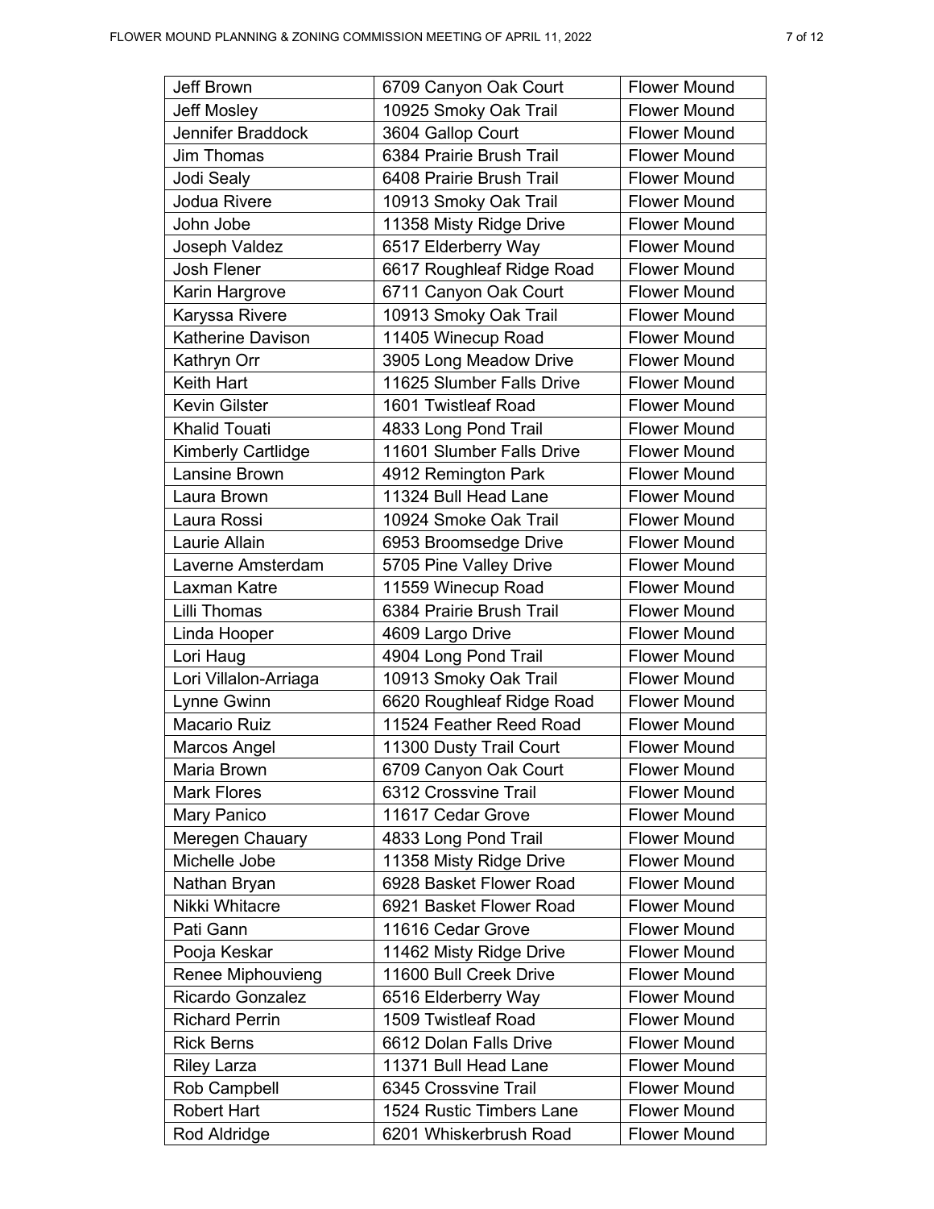| Jeff Brown | 6709 Canyon Oak Court | Flower Mound |
|---|---|---|
| Jeff Mosley | 10925 Smoky Oak Trail | Flower Mound |
| Jennifer Braddock | 3604 Gallop Court | Flower Mound |
| Jim Thomas | 6384 Prairie Brush Trail | Flower Mound |
| Jodi Sealy | 6408 Prairie Brush Trail | Flower Mound |
| Jodua Rivere | 10913 Smoky Oak Trail | Flower Mound |
| John Jobe | 11358 Misty Ridge Drive | Flower Mound |
| Joseph Valdez | 6517 Elderberry Way | Flower Mound |
| Josh Flener | 6617 Roughleaf Ridge Road | Flower Mound |
| Karin Hargrove | 6711 Canyon Oak Court | Flower Mound |
| Karyssa Rivere | 10913 Smoky Oak Trail | Flower Mound |
| Katherine Davison | 11405 Winecup Road | Flower Mound |
| Kathryn Orr | 3905 Long Meadow Drive | Flower Mound |
| Keith Hart | 11625 Slumber Falls Drive | Flower Mound |
| Kevin Gilster | 1601 Twistleaf Road | Flower Mound |
| Khalid Touati | 4833 Long Pond Trail | Flower Mound |
| Kimberly Cartlidge | 11601 Slumber Falls Drive | Flower Mound |
| Lansine Brown | 4912 Remington Park | Flower Mound |
| Laura Brown | 11324 Bull Head Lane | Flower Mound |
| Laura Rossi | 10924 Smoke Oak Trail | Flower Mound |
| Laurie Allain | 6953 Broomsedge Drive | Flower Mound |
| Laverne Amsterdam | 5705 Pine Valley Drive | Flower Mound |
| Laxman Katre | 11559 Winecup Road | Flower Mound |
| Lilli Thomas | 6384 Prairie Brush Trail | Flower Mound |
| Linda Hooper | 4609 Largo Drive | Flower Mound |
| Lori Haug | 4904 Long Pond Trail | Flower Mound |
| Lori Villalon-Arriaga | 10913 Smoky Oak Trail | Flower Mound |
| Lynne Gwinn | 6620 Roughleaf Ridge Road | Flower Mound |
| Macario Ruiz | 11524 Feather Reed Road | Flower Mound |
| Marcos Angel | 11300 Dusty Trail Court | Flower Mound |
| Maria Brown | 6709 Canyon Oak Court | Flower Mound |
| Mark Flores | 6312 Crossvine Trail | Flower Mound |
| Mary Panico | 11617 Cedar Grove | Flower Mound |
| Meregen Chauary | 4833 Long Pond Trail | Flower Mound |
| Michelle Jobe | 11358 Misty Ridge Drive | Flower Mound |
| Nathan Bryan | 6928 Basket Flower Road | Flower Mound |
| Nikki Whitacre | 6921 Basket Flower Road | Flower Mound |
| Pati Gann | 11616 Cedar Grove | Flower Mound |
| Pooja Keskar | 11462 Misty Ridge Drive | Flower Mound |
| Renee Miphouvieng | 11600 Bull Creek Drive | Flower Mound |
| Ricardo Gonzalez | 6516 Elderberry Way | Flower Mound |
| Richard Perrin | 1509 Twistleaf Road | Flower Mound |
| Rick Berns | 6612 Dolan Falls Drive | Flower Mound |
| Riley Larza | 11371 Bull Head Lane | Flower Mound |
| Rob Campbell | 6345 Crossvine Trail | Flower Mound |
| Robert Hart | 1524 Rustic Timbers Lane | Flower Mound |
| Rod Aldridge | 6201 Whiskerbrush Road | Flower Mound |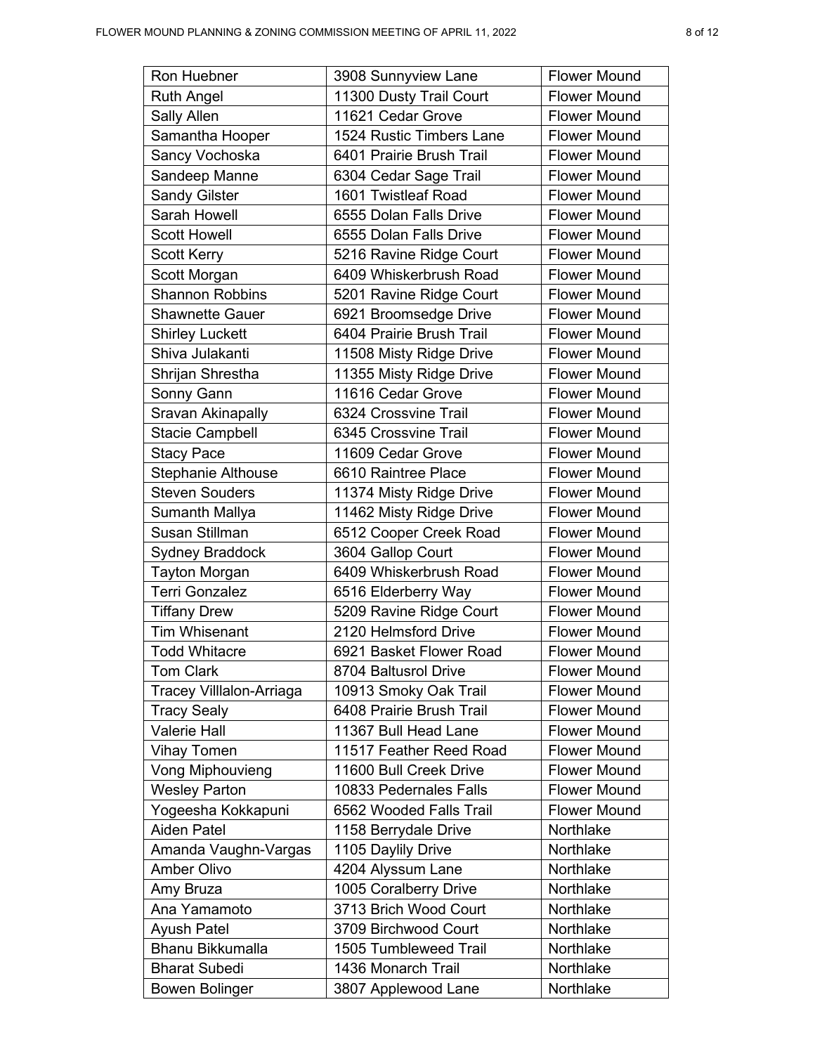| Ron Huebner | 3908 Sunnyview Lane | Flower Mound |
|---|---|---|
| Ruth Angel | 11300 Dusty Trail Court | Flower Mound |
| Sally Allen | 11621 Cedar Grove | Flower Mound |
| Samantha Hooper | 1524 Rustic Timbers Lane | Flower Mound |
| Sancy Vochoska | 6401 Prairie Brush Trail | Flower Mound |
| Sandeep Manne | 6304 Cedar Sage Trail | Flower Mound |
| Sandy Gilster | 1601 Twistleaf Road | Flower Mound |
| Sarah Howell | 6555 Dolan Falls Drive | Flower Mound |
| Scott Howell | 6555 Dolan Falls Drive | Flower Mound |
| Scott Kerry | 5216 Ravine Ridge Court | Flower Mound |
| Scott Morgan | 6409 Whiskerbrush Road | Flower Mound |
| Shannon Robbins | 5201 Ravine Ridge Court | Flower Mound |
| Shawnette Gauer | 6921 Broomsedge Drive | Flower Mound |
| Shirley Luckett | 6404 Prairie Brush Trail | Flower Mound |
| Shiva Julakanti | 11508 Misty Ridge Drive | Flower Mound |
| Shrijan Shrestha | 11355 Misty Ridge Drive | Flower Mound |
| Sonny Gann | 11616 Cedar Grove | Flower Mound |
| Sravan Akinapally | 6324 Crossvine Trail | Flower Mound |
| Stacie Campbell | 6345 Crossvine Trail | Flower Mound |
| Stacy Pace | 11609 Cedar Grove | Flower Mound |
| Stephanie Althouse | 6610 Raintree Place | Flower Mound |
| Steven Souders | 11374 Misty Ridge Drive | Flower Mound |
| Sumanth Mallya | 11462 Misty Ridge Drive | Flower Mound |
| Susan Stillman | 6512 Cooper Creek Road | Flower Mound |
| Sydney Braddock | 3604 Gallop Court | Flower Mound |
| Tayton Morgan | 6409 Whiskerbrush Road | Flower Mound |
| Terri Gonzalez | 6516 Elderberry Way | Flower Mound |
| Tiffany Drew | 5209 Ravine Ridge Court | Flower Mound |
| Tim Whisenant | 2120 Helmsford Drive | Flower Mound |
| Todd Whitacre | 6921 Basket Flower Road | Flower Mound |
| Tom Clark | 8704 Baltusrol Drive | Flower Mound |
| Tracey Villlalon-Arriaga | 10913 Smoky Oak Trail | Flower Mound |
| Tracy Sealy | 6408 Prairie Brush Trail | Flower Mound |
| Valerie Hall | 11367 Bull Head Lane | Flower Mound |
| Vihay Tomen | 11517 Feather Reed Road | Flower Mound |
| Vong Miphouvieng | 11600 Bull Creek Drive | Flower Mound |
| Wesley Parton | 10833 Pedernales Falls | Flower Mound |
| Yogeesha Kokkapuni | 6562 Wooded Falls Trail | Flower Mound |
| Aiden Patel | 1158 Berrydale Drive | Northlake |
| Amanda Vaughn-Vargas | 1105 Daylily Drive | Northlake |
| Amber Olivo | 4204 Alyssum Lane | Northlake |
| Amy Bruza | 1005 Coralberry Drive | Northlake |
| Ana Yamamoto | 3713 Brich Wood Court | Northlake |
| Ayush Patel | 3709 Birchwood Court | Northlake |
| Bhanu Bikkumalla | 1505 Tumbleweed Trail | Northlake |
| Bharat Subedi | 1436 Monarch Trail | Northlake |
| Bowen Bolinger | 3807 Applewood Lane | Northlake |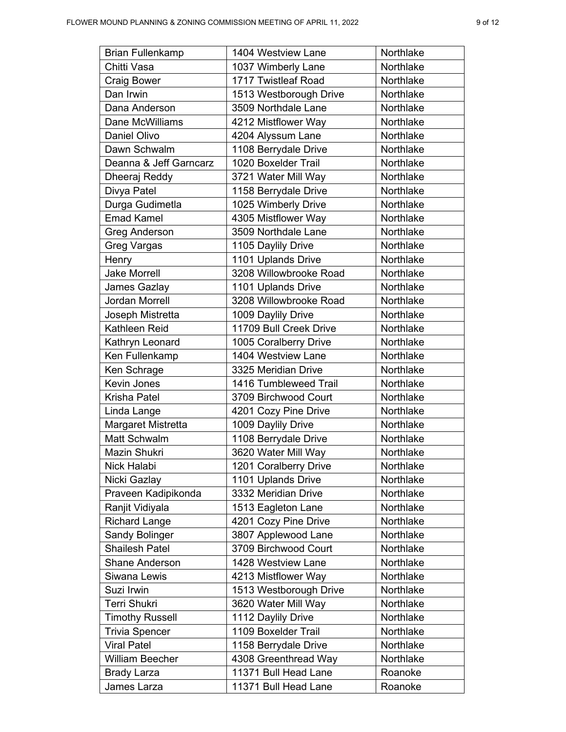| | | |
|---|---|---|
| Brian Fullenkamp | 1404 Westview Lane | Northlake |
| Chitti Vasa | 1037 Wimberly Lane | Northlake |
| Craig Bower | 1717 Twistleaf Road | Northlake |
| Dan Irwin | 1513 Westborough Drive | Northlake |
| Dana Anderson | 3509 Northdale Lane | Northlake |
| Dane McWilliams | 4212 Mistflower Way | Northlake |
| Daniel Olivo | 4204 Alyssum Lane | Northlake |
| Dawn Schwalm | 1108 Berrydale Drive | Northlake |
| Deanna & Jeff Garncarz | 1020 Boxelder Trail | Northlake |
| Dheeraj Reddy | 3721 Water Mill Way | Northlake |
| Divya Patel | 1158 Berrydale Drive | Northlake |
| Durga Gudimetla | 1025 Wimberly Drive | Northlake |
| Emad Kamel | 4305 Mistflower Way | Northlake |
| Greg Anderson | 3509 Northdale Lane | Northlake |
| Greg Vargas | 1105 Daylily Drive | Northlake |
| Henry | 1101 Uplands Drive | Northlake |
| Jake Morrell | 3208 Willowbrooke Road | Northlake |
| James Gazlay | 1101 Uplands Drive | Northlake |
| Jordan Morrell | 3208 Willowbrooke Road | Northlake |
| Joseph Mistretta | 1009 Daylily Drive | Northlake |
| Kathleen Reid | 11709 Bull Creek Drive | Northlake |
| Kathryn Leonard | 1005 Coralberry Drive | Northlake |
| Ken Fullenkamp | 1404 Westview Lane | Northlake |
| Ken Schrage | 3325 Meridian Drive | Northlake |
| Kevin Jones | 1416 Tumbleweed Trail | Northlake |
| Krisha Patel | 3709 Birchwood Court | Northlake |
| Linda Lange | 4201 Cozy Pine Drive | Northlake |
| Margaret Mistretta | 1009 Daylily Drive | Northlake |
| Matt Schwalm | 1108 Berrydale Drive | Northlake |
| Mazin Shukri | 3620 Water Mill Way | Northlake |
| Nick Halabi | 1201 Coralberry Drive | Northlake |
| Nicki Gazlay | 1101 Uplands Drive | Northlake |
| Praveen Kadipikonda | 3332 Meridian Drive | Northlake |
| Ranjit Vidiyala | 1513 Eagleton Lane | Northlake |
| Richard Lange | 4201 Cozy Pine Drive | Northlake |
| Sandy Bolinger | 3807 Applewood Lane | Northlake |
| Shailesh Patel | 3709 Birchwood Court | Northlake |
| Shane Anderson | 1428 Westview Lane | Northlake |
| Siwana Lewis | 4213 Mistflower Way | Northlake |
| Suzi Irwin | 1513 Westborough Drive | Northlake |
| Terri Shukri | 3620 Water Mill Way | Northlake |
| Timothy Russell | 1112 Daylily Drive | Northlake |
| Trivia Spencer | 1109 Boxelder Trail | Northlake |
| Viral Patel | 1158 Berrydale Drive | Northlake |
| William Beecher | 4308 Greenthread Way | Northlake |
| Brady Larza | 11371 Bull Head Lane | Roanoke |
| James Larza | 11371 Bull Head Lane | Roanoke |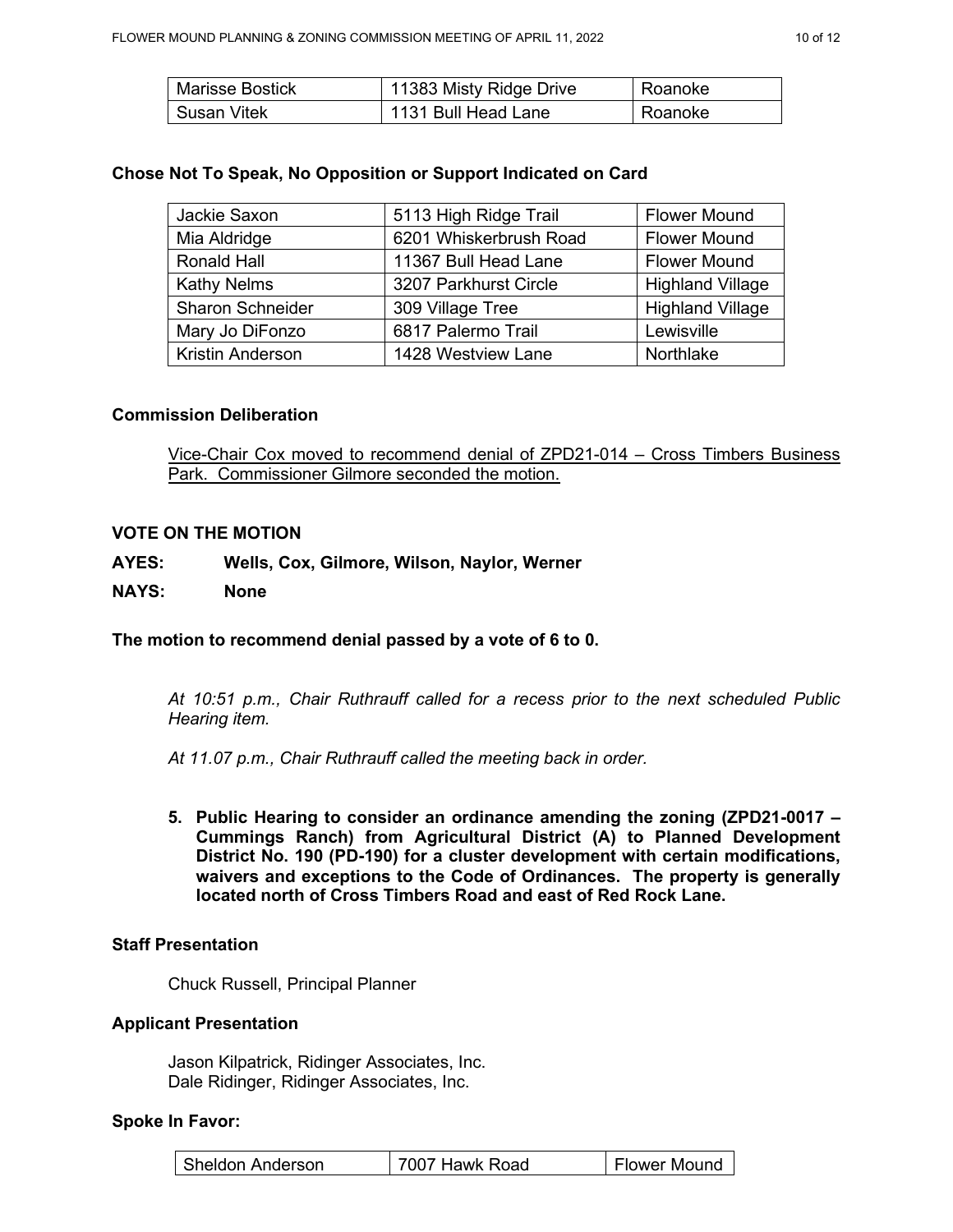| Marisse Bostick | 11383 Misty Ridge Drive | Roanoke |
|---|---|---|
| Susan Vitek | 1131 Bull Head Lane | Roanoke |

**Chose Not To Speak, No Opposition or Support Indicated on Card**

| Jackie Saxon | 5113 High Ridge Trail | Flower Mound |
|---|---|---|
| Mia Aldridge | 6201 Whiskerbrush Road | Flower Mound |
| Ronald Hall | 11367 Bull Head Lane | Flower Mound |
| Kathy Nelms | 3207 Parkhurst Circle | Highland Village |
| Sharon Schneider | 309 Village Tree | Highland Village |
| Mary Jo DiFonzo | 6817 Palermo Trail | Lewisville |
| Kristin Anderson | 1428 Westview Lane | Northlake |

**Commission Deliberation**

Vice-Chair Cox moved to recommend denial of ZPD21-014 – Cross Timbers Business Park. Commissioner Gilmore seconded the motion.

**VOTE ON THE MOTION**

**AYES: Wells, Cox, Gilmore, Wilson, Naylor, Werner**

**NAYS: None**

**The motion to recommend denial passed by a vote of 6 to 0.**

*At 10:51 p.m., Chair Ruthrauff called for a recess prior to the next scheduled Public Hearing item.*

*At 11.07 p.m., Chair Ruthrauff called the meeting back in order.*

5. **Public Hearing to consider an ordinance amending the zoning (ZPD21-0017 – Cummings Ranch) from Agricultural District (A) to Planned Development District No. 190 (PD-190) for a cluster development with certain modifications, waivers and exceptions to the Code of Ordinances. The property is generally located north of Cross Timbers Road and east of Red Rock Lane.**

**Staff Presentation**

Chuck Russell, Principal Planner

**Applicant Presentation**

Jason Kilpatrick, Ridinger Associates, Inc.
Dale Ridinger, Ridinger Associates, Inc.

**Spoke In Favor:**

| Sheldon Anderson | 7007 Hawk Road | Flower Mound |
|---|---|---|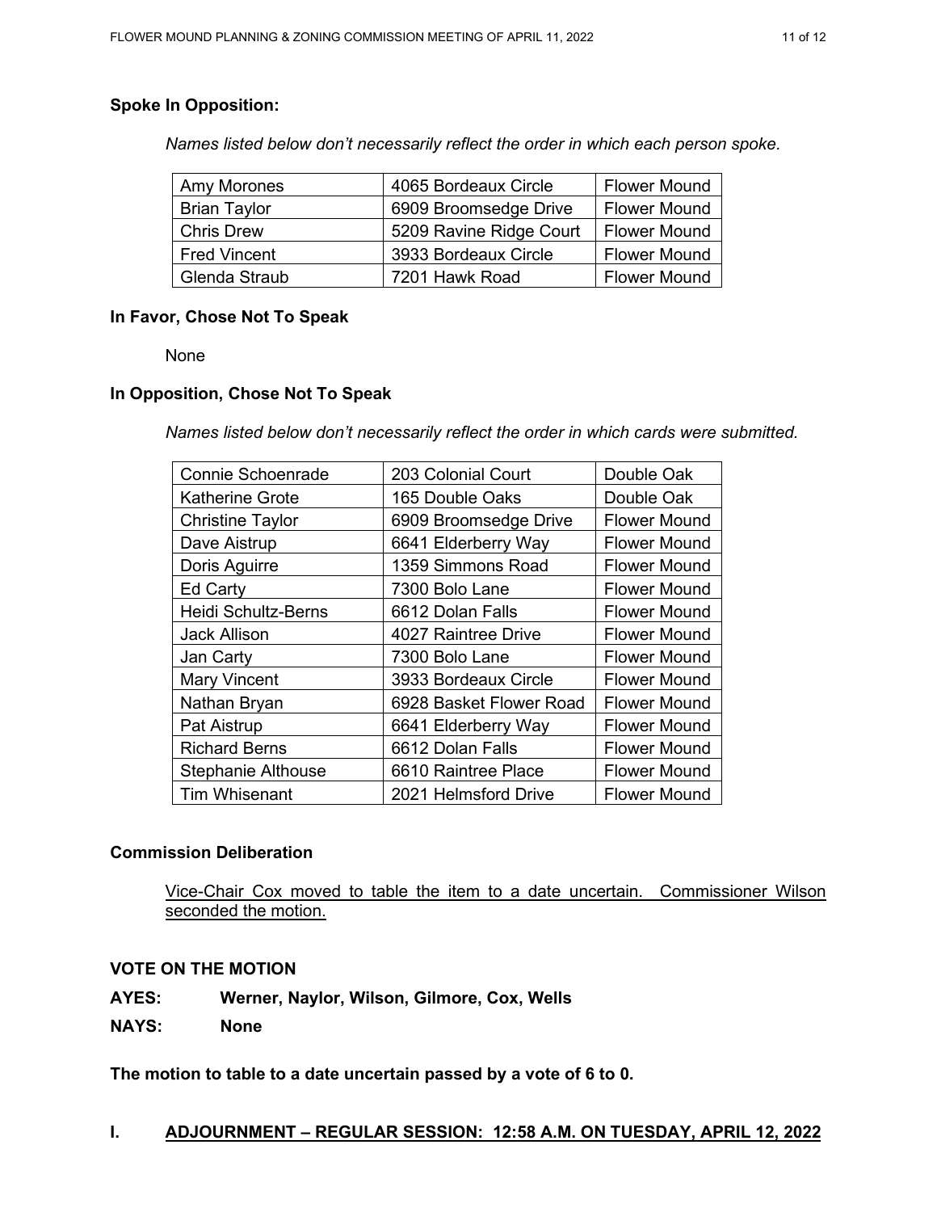**Spoke In Opposition:**

*Names listed below don't necessarily reflect the order in which each person spoke.*

| | | |
|---|---|---|
| Amy Morones | 4065 Bordeaux Circle | Flower Mound |
| Brian Taylor | 6909 Broomsedge Drive | Flower Mound |
| Chris Drew | 5209 Ravine Ridge Court | Flower Mound |
| Fred Vincent | 3933 Bordeaux Circle | Flower Mound |
| Glenda Straub | 7201 Hawk Road | Flower Mound |

**In Favor, Chose Not To Speak**

None

**In Opposition, Chose Not To Speak**

*Names listed below don't necessarily reflect the order in which cards were submitted.*

| | | |
|---|---|---|
| Connie Schoenrade | 203 Colonial Court | Double Oak |
| Katherine Grote | 165 Double Oaks | Double Oak |
| Christine Taylor | 6909 Broomsedge Drive | Flower Mound |
| Dave Aistrup | 6641 Elderberry Way | Flower Mound |
| Doris Aguirre | 1359 Simmons Road | Flower Mound |
| Ed Carty | 7300 Bolo Lane | Flower Mound |
| Heidi Schultz-Berns | 6612 Dolan Falls | Flower Mound |
| Jack Allison | 4027 Raintree Drive | Flower Mound |
| Jan Carty | 7300 Bolo Lane | Flower Mound |
| Mary Vincent | 3933 Bordeaux Circle | Flower Mound |
| Nathan Bryan | 6928 Basket Flower Road | Flower Mound |
| Pat Aistrup | 6641 Elderberry Way | Flower Mound |
| Richard Berns | 6612 Dolan Falls | Flower Mound |
| Stephanie Althouse | 6610 Raintree Place | Flower Mound |
| Tim Whisenant | 2021 Helmsford Drive | Flower Mound |

**Commission Deliberation**

Vice-Chair Cox moved to table the item to a date uncertain. Commissioner Wilson seconded the motion.

**VOTE ON THE MOTION**

**AYES: Werner, Naylor, Wilson, Gilmore, Cox, Wells**

**NAYS: None**

**The motion to table to a date uncertain passed by a vote of 6 to 0.**

## I. ADJOURNMENT – REGULAR SESSION: 12:58 A.M. ON TUESDAY, APRIL 12, 2022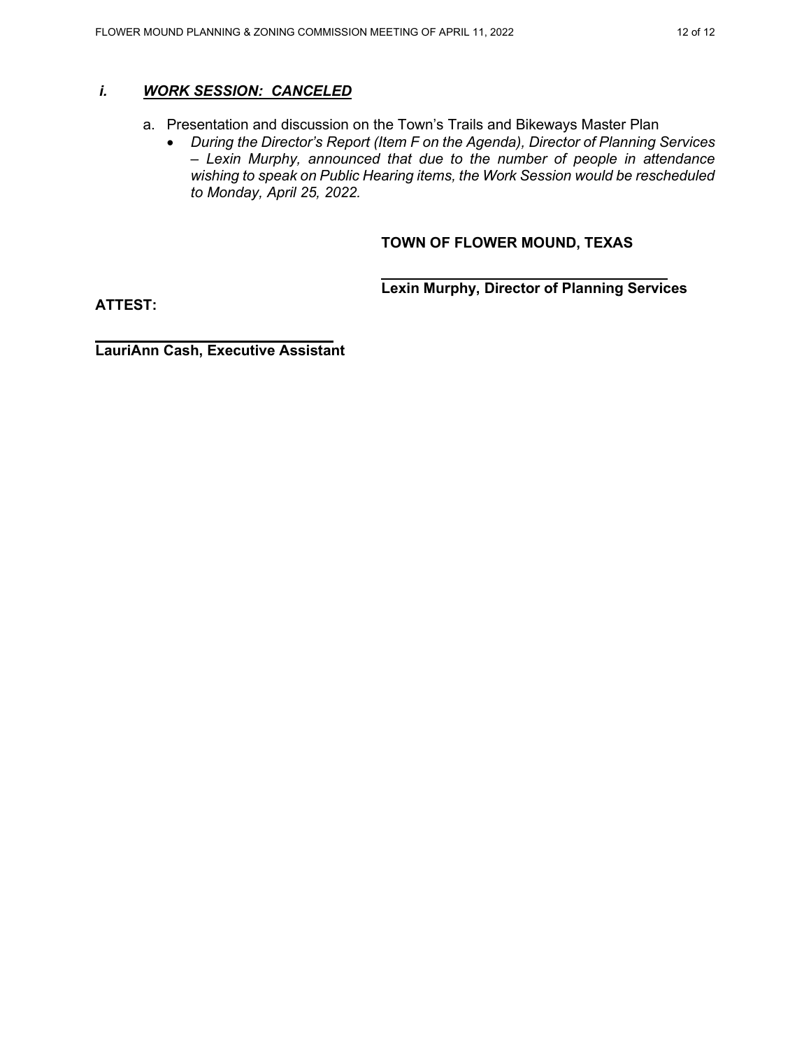## *i. <u>WORK SESSION: CANCELED</u>*

a. Presentation and discussion on the Town's Trails and Bikeways Master Plan
   - *During the Director's Report (Item F on the Agenda), Director of Planning Services – Lexin Murphy, announced that due to the number of people in attendance wishing to speak on Public Hearing items, the Work Session would be rescheduled to Monday, April 25, 2022.*

**TOWN OF FLOWER MOUND, TEXAS**

\_\_\_\_\_\_\_\_\_\_\_\_\_\_\_\_\_\_\_\_\_\_\_\_\_\_\_\_\_\_\_\_\_\_\_\_\_\_

**Lexin Murphy, Director of Planning Services**

**ATTEST:**

\_\_\_\_\_\_\_\_\_\_\_\_\_\_\_\_\_\_\_\_\_\_\_\_\_\_\_\_\_\_\_\_\_

**LauriAnn Cash, Executive Assistant**